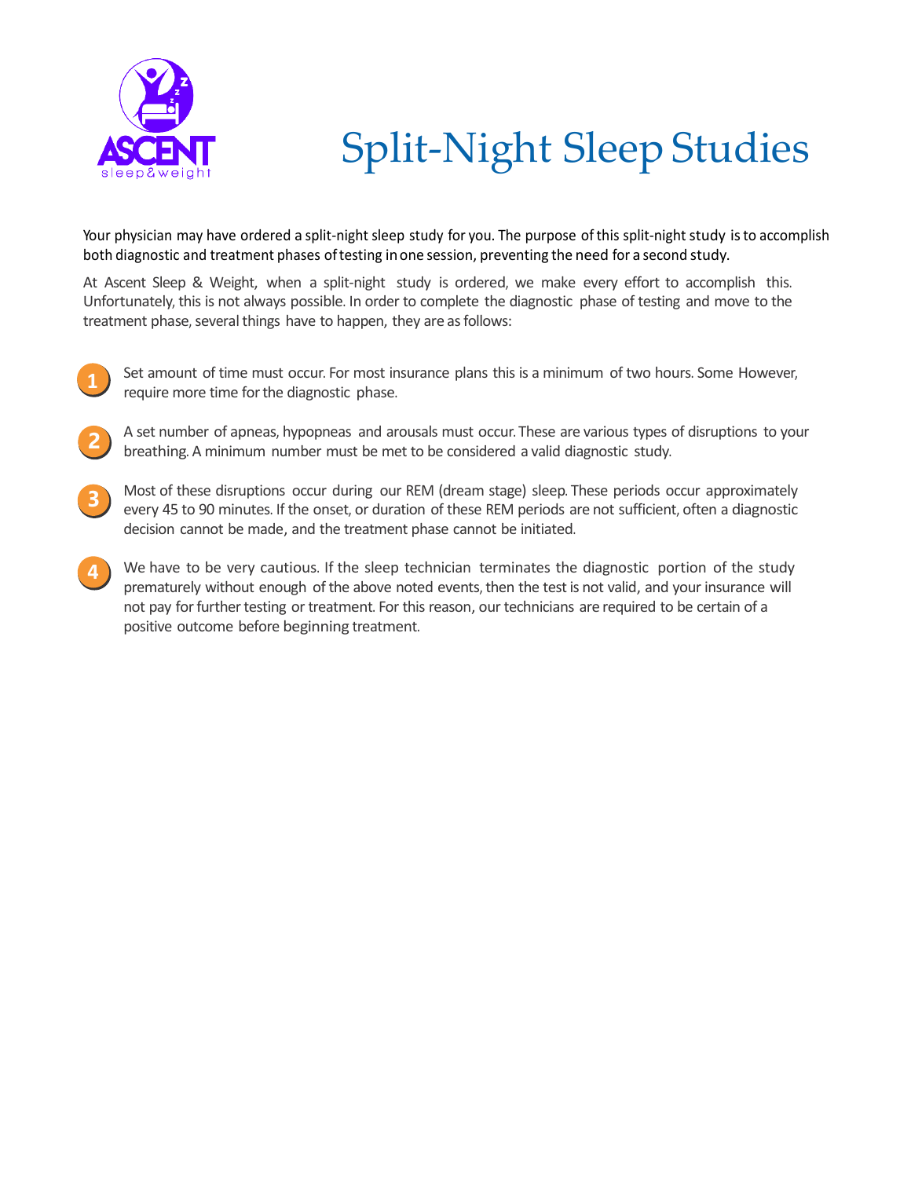ASCENT sleep&weight

# Split-Night Sleep Studies

Your physician may have ordered a split-night sleep study for you. The purpose of this split-night study is to accomplish both diagnostic and treatment phases of testing in one session, preventing the need for a second study.

At Ascent Sleep & Weight, when a split-night study is ordered, we make every effort to accomplish this. Unfortunately, this is not always possible. In order to complete the diagnostic phase of testing and move to the treatment phase, several things have to happen, they are as follows:

1. Set amount of time must occur. For most insurance plans this is a minimum of two hours. Some However, require more time for the diagnostic phase.

2. A set number of apneas, hypopneas and arousals must occur. These are various types of disruptions to your breathing. A minimum number must be met to be considered a valid diagnostic study.

3. Most of these disruptions occur during our REM (dream stage) sleep. These periods occur approximately every 45 to 90 minutes. If the onset, or duration of these REM periods are not sufficient, often a diagnostic decision cannot be made, and the treatment phase cannot be initiated.

4. We have to be very cautious. If the sleep technician terminates the diagnostic portion of the study prematurely without enough of the above noted events, then the test is not valid, and your insurance will not pay for further testing or treatment. For this reason, our technicians are required to be certain of a positive outcome before beginning treatment.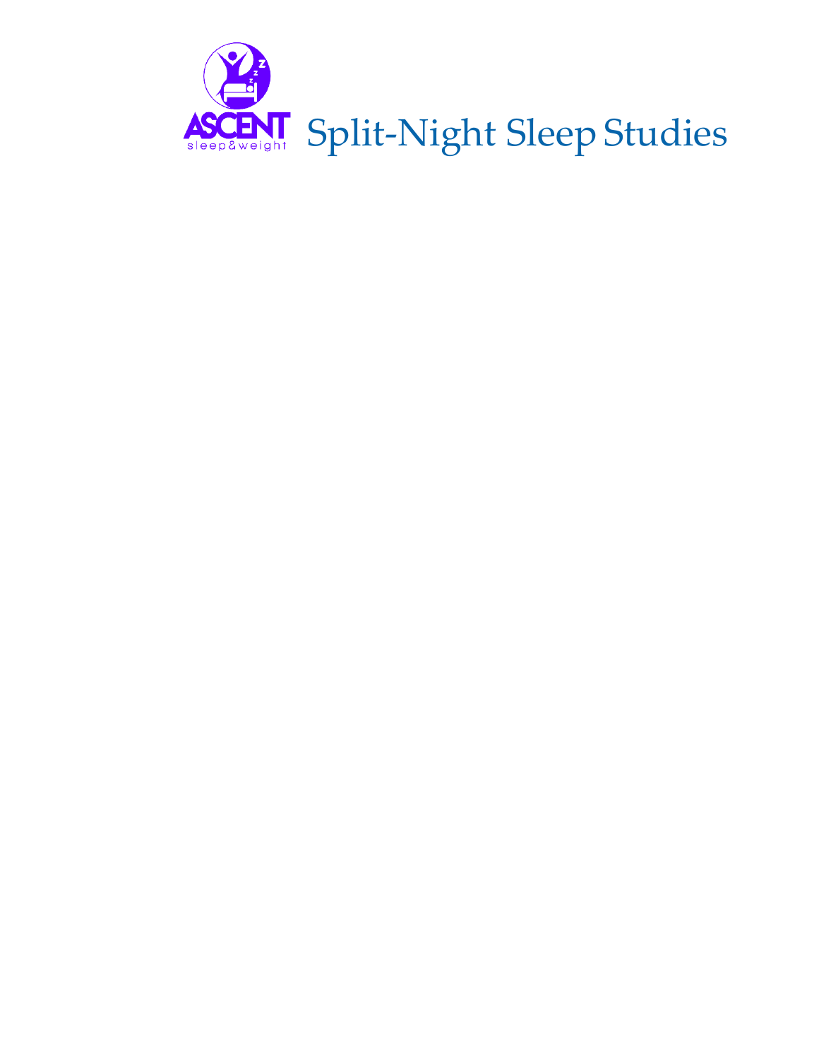# Split-Night Sleep Studies